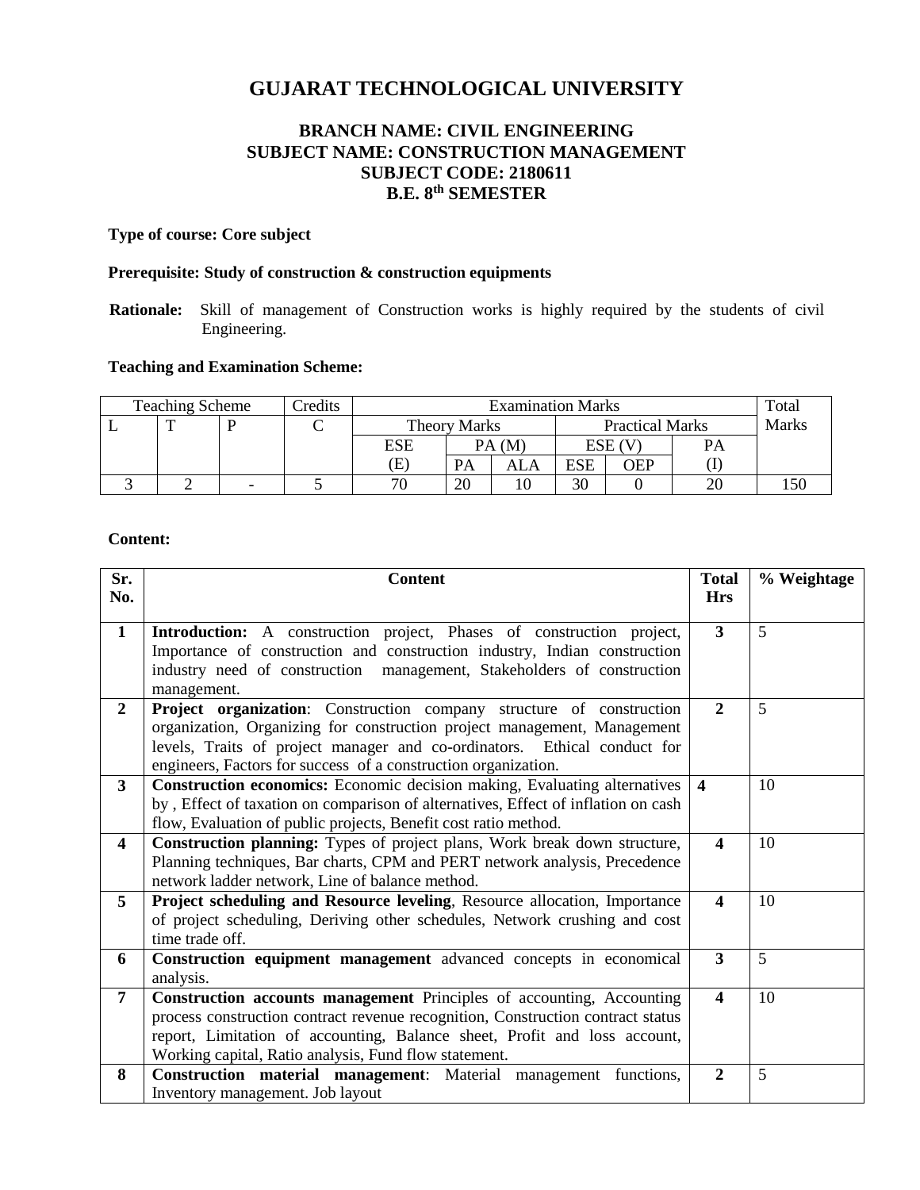# GUJARAT TECHNOLOGICAL UNIVERSITY

## BRANCH NAME: CIVIL ENGINEERING
## SUBJECT NAME: CONSTRUCTION MANAGEMENT
## SUBJECT CODE: 2180611
## B.E. 8th SEMESTER

**Type of course: Core subject**

**Prerequisite: Study of construction & construction equipments**

**Rationale:** Skill of management of Construction works is highly required by the students of civil Engineering.

**Teaching and Examination Scheme:**

| Teaching Scheme | | | Credits | Examination Marks | | | | | | Total Marks |
|---|---|---|---|---|---|---|---|---|---|---|
| L | T | P | C | Theory Marks | | | Practical Marks | | | |
| | | | | ESE (E) | PA (M) | | ESE (V) | | PA (I) | |
| | | | | | PA | ALA | ESE | OEP | | |
| 3 | 2 | - | 5 | 70 | 20 | 10 | 30 | 0 | 20 | 150 |

**Content:**

| Sr. No. | Content | Total Hrs | % Weightage |
|---|---|---|---|
| **1** | **Introduction:** A construction project, Phases of construction project, Importance of construction and construction industry, Indian construction industry need of construction management, Stakeholders of construction management. | **3** | 5 |
| **2** | **Project organization**: Construction company structure of construction organization, Organizing for construction project management, Management levels, Traits of project manager and co-ordinators. Ethical conduct for engineers, Factors for success of a construction organization. | **2** | 5 |
| **3** | **Construction economics:** Economic decision making, Evaluating alternatives by , Effect of taxation on comparison of alternatives, Effect of inflation on cash flow, Evaluation of public projects, Benefit cost ratio method. | **4** | 10 |
| **4** | **Construction planning:** Types of project plans, Work break down structure, Planning techniques, Bar charts, CPM and PERT network analysis, Precedence network ladder network, Line of balance method. | **4** | 10 |
| **5** | **Project scheduling and Resource leveling**, Resource allocation, Importance of project scheduling, Deriving other schedules, Network crushing and cost time trade off. | **4** | 10 |
| **6** | **Construction equipment management** advanced concepts in economical analysis. | **3** | 5 |
| **7** | **Construction accounts management** Principles of accounting, Accounting process construction contract revenue recognition, Construction contract status report, Limitation of accounting, Balance sheet, Profit and loss account, Working capital, Ratio analysis, Fund flow statement. | **4** | 10 |
| **8** | **Construction material management**: Material management functions, Inventory management. Job layout | **2** | 5 |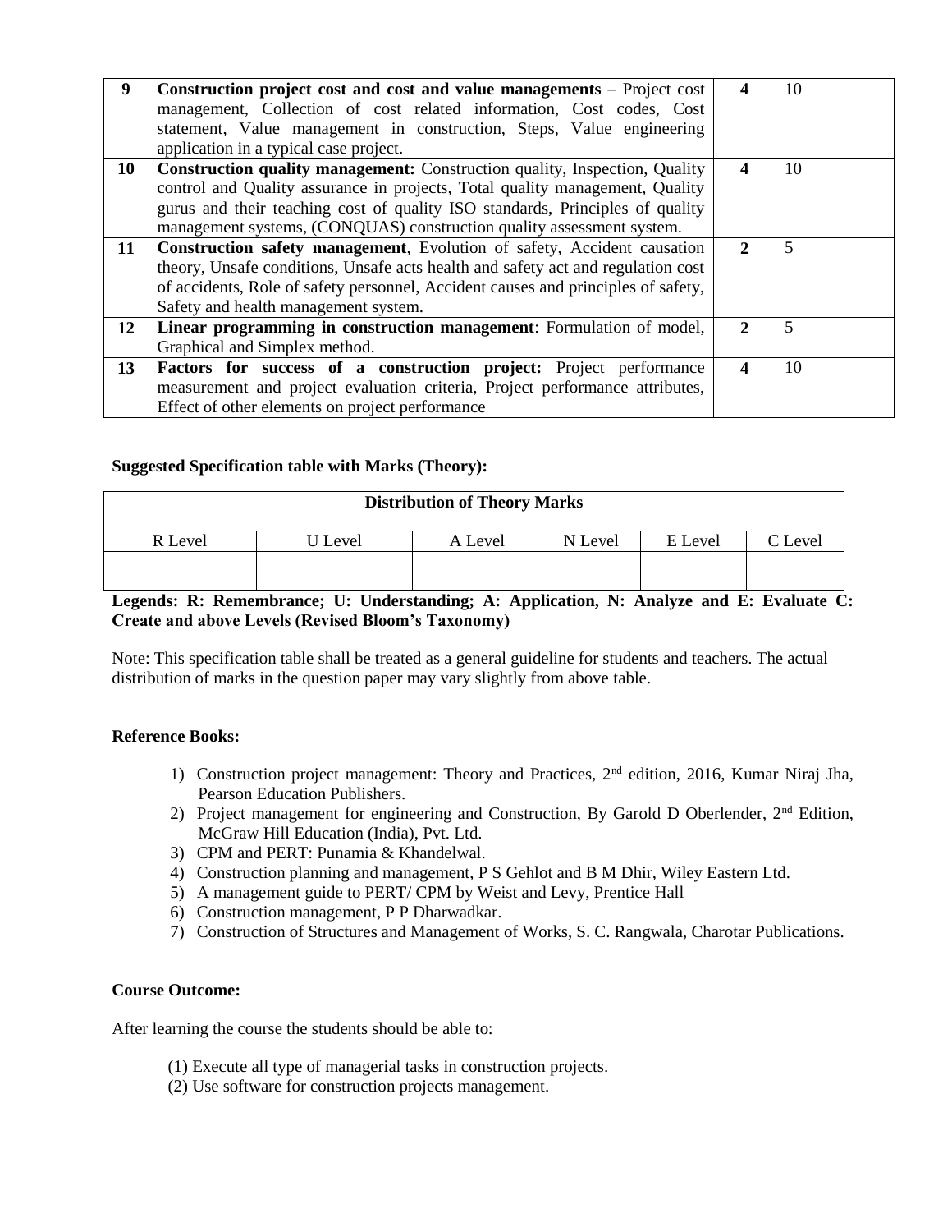| 9 | **Construction project cost and cost and value managements** – Project cost management, Collection of cost related information, Cost codes, Cost statement, Value management in construction, Steps, Value engineering application in a typical case project. | **4** | 10 |
|---|---|---|---|
| **10** | **Construction quality management:** Construction quality, Inspection, Quality control and Quality assurance in projects, Total quality management, Quality gurus and their teaching cost of quality ISO standards, Principles of quality management systems, (CONQUAS) construction quality assessment system. | **4** | 10 |
| **11** | **Construction safety management**, Evolution of safety, Accident causation theory, Unsafe conditions, Unsafe acts health and safety act and regulation cost of accidents, Role of safety personnel, Accident causes and principles of safety, Safety and health management system. | **2** | 5 |
| **12** | **Linear programming in construction management**: Formulation of model, Graphical and Simplex method. | **2** | 5 |
| **13** | **Factors for success of a construction project:** Project performance measurement and project evaluation criteria, Project performance attributes, Effect of other elements on project performance | **4** | 10 |

**Suggested Specification table with Marks (Theory):**

| **Distribution of Theory Marks** | | | | | |
|---|---|---|---|---|---|
| R Level | U Level | A Level | N Level | E Level | C Level |
| | | | | | |

**Legends: R: Remembrance; U: Understanding; A: Application, N: Analyze and E: Evaluate C: Create and above Levels (Revised Bloom's Taxonomy)**

Note: This specification table shall be treated as a general guideline for students and teachers. The actual distribution of marks in the question paper may vary slightly from above table.

**Reference Books:**

1) Construction project management: Theory and Practices, 2nd edition, 2016, Kumar Niraj Jha, Pearson Education Publishers.
2) Project management for engineering and Construction, By Garold D Oberlender, 2nd Edition, McGraw Hill Education (India), Pvt. Ltd.
3) CPM and PERT: Punamia & Khandelwal.
4) Construction planning and management, P S Gehlot and B M Dhir, Wiley Eastern Ltd.
5) A management guide to PERT/ CPM by Weist and Levy, Prentice Hall
6) Construction management, P P Dharwadkar.
7) Construction of Structures and Management of Works, S. C. Rangwala, Charotar Publications.

**Course Outcome:**

After learning the course the students should be able to:

(1) Execute all type of managerial tasks in construction projects.
(2) Use software for construction projects management.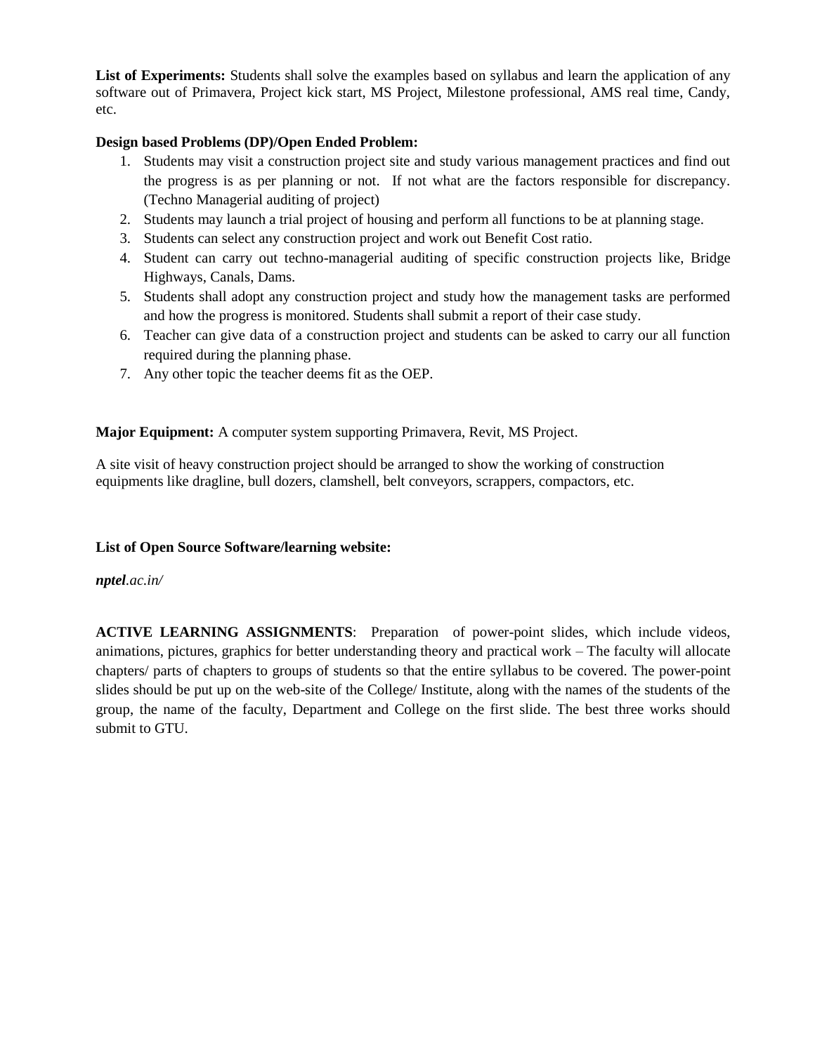**List of Experiments:** Students shall solve the examples based on syllabus and learn the application of any software out of Primavera, Project kick start, MS Project, Milestone professional, AMS real time, Candy, etc.

**Design based Problems (DP)/Open Ended Problem:**

1. Students may visit a construction project site and study various management practices and find out the progress is as per planning or not. If not what are the factors responsible for discrepancy. (Techno Managerial auditing of project)
2. Students may launch a trial project of housing and perform all functions to be at planning stage.
3. Students can select any construction project and work out Benefit Cost ratio.
4. Student can carry out techno-managerial auditing of specific construction projects like, Bridge Highways, Canals, Dams.
5. Students shall adopt any construction project and study how the management tasks are performed and how the progress is monitored. Students shall submit a report of their case study.
6. Teacher can give data of a construction project and students can be asked to carry our all function required during the planning phase.
7. Any other topic the teacher deems fit as the OEP.

**Major Equipment:** A computer system supporting Primavera, Revit, MS Project.

A site visit of heavy construction project should be arranged to show the working of construction equipments like dragline, bull dozers, clamshell, belt conveyors, scrappers, compactors, etc.

**List of Open Source Software/learning website:**

***nptel****.ac.in/*

**ACTIVE LEARNING ASSIGNMENTS**: Preparation of power-point slides, which include videos, animations, pictures, graphics for better understanding theory and practical work – The faculty will allocate chapters/ parts of chapters to groups of students so that the entire syllabus to be covered. The power-point slides should be put up on the web-site of the College/ Institute, along with the names of the students of the group, the name of the faculty, Department and College on the first slide. The best three works should submit to GTU.